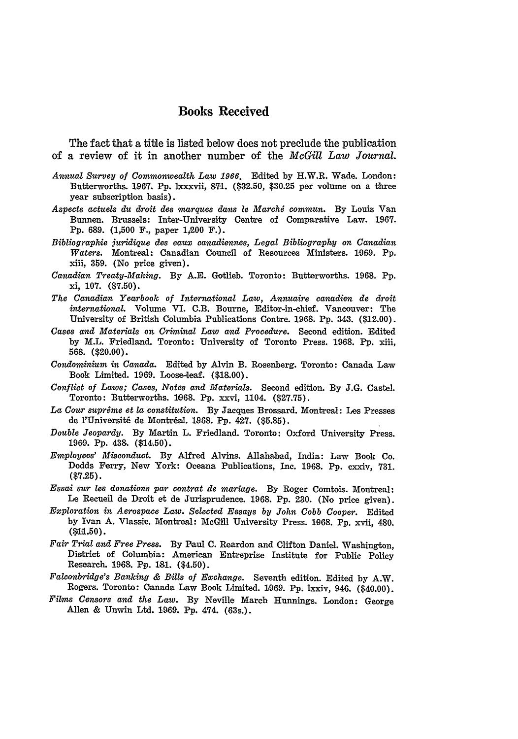# Books Received

The fact that a title is listed below does not preclude the publication of a review of it in another number of the *McGill Law Journal.*

*Annual Survey of Commonwealth Law 1966.* Edited by H.W.R. Wade. London: Butterworths. 1967. Pp. lxxxvii, 871. ($32.50, $30.25 per volume on a three year subscription basis).

*Aspects actuels du droit des marques dans le Marché commun.* By Louis Van Bunnen. Brussels: Inter-University Centre of Comparative Law. 1967. Pp. 689. (1,500 F., paper 1,200 F.).

*Bibliographie juridique des eaux canadiennes, Legal Bibliography on Canadian Waters.* Montreal: Canadian Council of Resources Ministers. 1969. Pp. xiii, 359. (No price given).

*Canadian Treaty-Making.* By A.E. Gotlieb. Toronto: Butterworths. 1968. Pp. xi, 107. ($7.50).

*The Canadian Yearbook of International Law, Annuaire canadien de droit international.* Volume VI. C.B. Bourne, Editor-in-chief. Vancouver: The University of British Columbia Publications Centre. 1968. Pp. 343. ($12.00).

*Cases and Materials on Criminal Law and Procedure.* Second edition. Edited by M.L. Friedland. Toronto: University of Toronto Press. 1968. Pp. xiii, 568. ($20.00).

*Condominium in Canada.* Edited by Alvin B. Rosenberg. Toronto: Canada Law Book Limited. 1969. Loose-leaf. ($18.00).

*Conflict of Laws; Cases, Notes and Materials.* Second edition. By J.G. Castel. Toronto: Butterworths. 1968. Pp. xxvi, 1104. ($27.75).

*La Cour suprême et la constitution.* By Jacques Brossard. Montreal: Les Presses de l'Université de Montréal. 1968. Pp. 427. ($5.85).

*Double Jeopardy.* By Martin L. Friedland. Toronto: Oxford University Press. 1969. Pp. 438. ($14.50).

*Employees' Misconduct.* By Alfred Alvins. Allahabad, India: Law Book Co. Dodds Ferry, New York: Oceana Publications, Inc. 1968. Pp. cxxiv, 731. ($7.25).

*Essai sur les donations par contrat de mariage.* By Roger Comtois. Montreal: Le Recueil de Droit et de Jurisprudence. 1968. Pp. 230. (No price given).

*Exploration in Aerospace Law. Selected Essays by John Cobb Cooper.* Edited by Ivan A. Vlassic. Montreal: McGill University Press. 1968. Pp. xvii, 480. ($11.50).

*Fair Trial and Free Press.* By Paul C. Reardon and Clifton Daniel. Washington, District of Columbia: American Entreprise Institute for Public Policy Research. 1968. Pp. 181. ($4.50).

*Falconbridge's Banking & Bills of Exchange.* Seventh edition. Edited by A.W. Rogers. Toronto: Canada Law Book Limited. 1969. Pp. lxxiv, 946. ($40.00).

*Films Censors and the Law.* By Neville March Hunnings. London: George Allen & Unwin Ltd. 1969. Pp. 474. (63s.).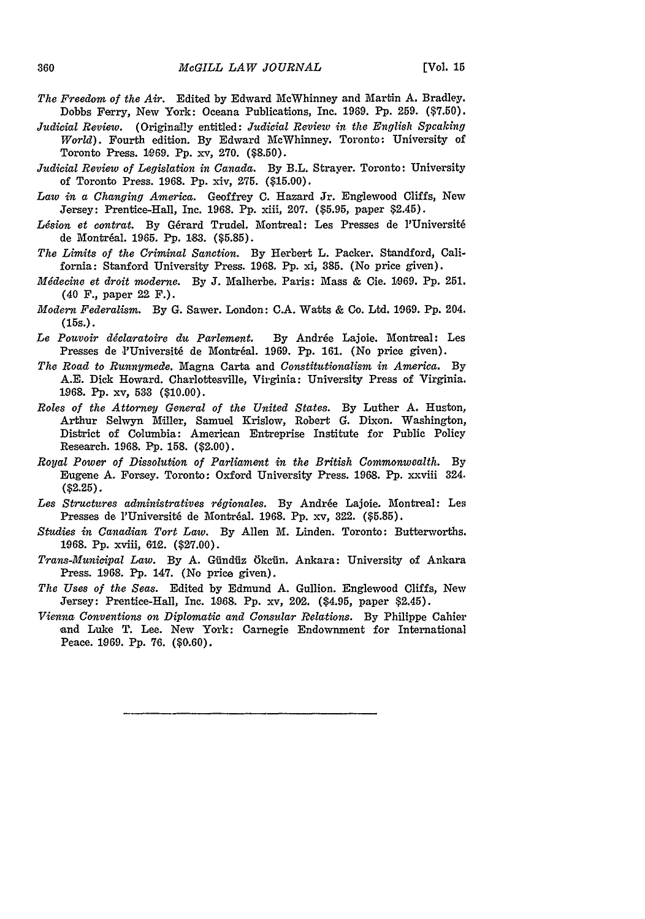*The Freedom of the Air.* Edited by Edward McWhinney and Martin A. Bradley. Dobbs Ferry, New York: Oceana Publications, Inc. 1969. Pp. 259. ($7.50).

*Judicial Review.* (Originally entitled: *Judicial Review in the English Speaking World*). Fourth edition. By Edward McWhinney. Toronto: University of Toronto Press. 1969. Pp. xv, 270. ($8.50).

*Judicial Review of Legislation in Canada.* By B.L. Strayer. Toronto: University of Toronto Press. 1968. Pp. xiv, 275. ($15.00).

*Law in a Changing America.* Geoffrey C. Hazard Jr. Englewood Cliffs, New Jersey: Prentice-Hall, Inc. 1968. Pp. xiii, 207. ($5.95, paper $2.45).

*Lésion et contrat.* By Gérard Trudel. Montreal: Les Presses de l'Université de Montréal. 1965. Pp. 183. ($5.85).

*The Limits of the Criminal Sanction.* By Herbert L. Packer. Standford, California: Stanford University Press. 1968. Pp. xi, 385. (No price given).

*Médecine et droit moderne.* By J. Malherbe. Paris: Mass & Cie. 1969. Pp. 251. (40 F., paper 22 F.).

*Modern Federalism.* By G. Sawer. London: C.A. Watts & Co. Ltd. 1969. Pp. 204. (15s.).

*Le Pouvoir déclaratoire du Parlement.* By Andrée Lajoie. Montreal: Les Presses de l'Université de Montréal. 1969. Pp. 161. (No price given).

*The Road to Runnymede.* Magna Carta and *Constitutionalism in America.* By A.E. Dick Howard. Charlottesville, Virginia: University Press of Virginia. 1968. Pp. xv, 533 ($10.00).

*Roles of the Attorney General of the United States.* By Luther A. Huston, Arthur Selwyn Miller, Samuel Krislow, Robert G. Dixon. Washington, District of Columbia: American Entreprise Institute for Public Policy Research. 1968. Pp. 158. ($2.00).

*Royal Power of Dissolution of Parliament in the British Commonwealth.* By Eugene A. Forsey. Toronto: Oxford University Press. 1968. Pp. xxviii 324. ($2.25).

*Les Structures administratives régionales.* By Andrée Lajoie. Montreal: Les Presses de l'Université de Montréal. 1968. Pp. xv, 322. ($5.85).

*Studies in Canadian Tort Law.* By Allen M. Linden. Toronto: Butterworths. 1968. Pp. xviii, 612. ($27.00).

*Trans-Municipal Law.* By A. Gündüz Ökcün. Ankara: University of Ankara Press. 1968. Pp. 147. (No price given).

*The Uses of the Seas.* Edited by Edmund A. Gullion. Englewood Cliffs, New Jersey: Prentice-Hall, Inc. 1968. Pp. xv, 202. ($4.95, paper $2.45).

*Vienna Conventions on Diplomatic and Consular Relations.* By Philippe Cahier and Luke T. Lee. New York: Carnegie Endowment for International Peace. 1969. Pp. 76. ($0.60).